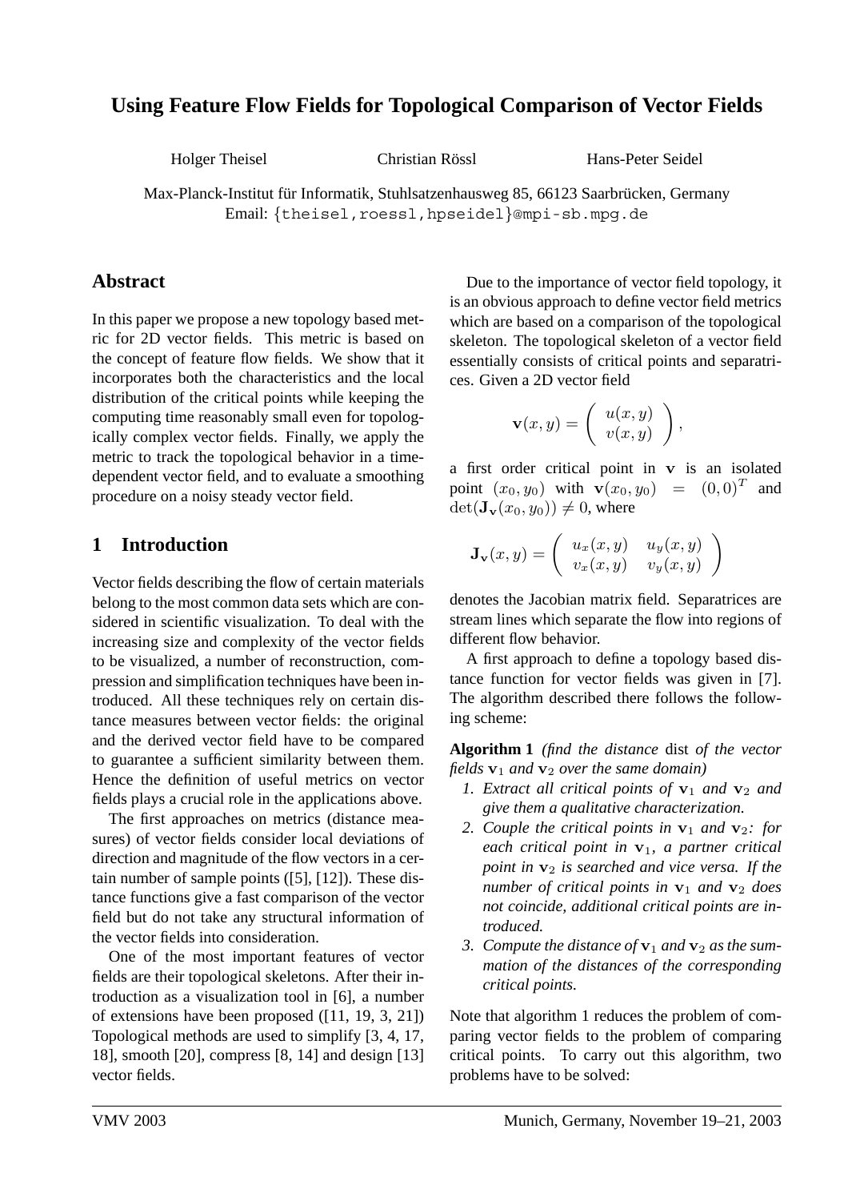# Using Feature Flow Fields for Topological Comparison of Vector Fields

Holger Theisel Christian Rössl Hans-Peter Seidel

Max-Planck-Institut für Informatik, Stuhlsatzenhausweg 85, 66123 Saarbrücken, Germany
Email: {theisel,roessl,hpseidel}@mpi-sb.mpg.de

## Abstract

In this paper we propose a new topology based metric for 2D vector fields. This metric is based on the concept of feature flow fields. We show that it incorporates both the characteristics and the local distribution of the critical points while keeping the computing time reasonably small even for topologically complex vector fields. Finally, we apply the metric to track the topological behavior in a time-dependent vector field, and to evaluate a smoothing procedure on a noisy steady vector field.

## 1 Introduction

Vector fields describing the flow of certain materials belong to the most common data sets which are considered in scientific visualization. To deal with the increasing size and complexity of the vector fields to be visualized, a number of reconstruction, compression and simplification techniques have been introduced. All these techniques rely on certain distance measures between vector fields: the original and the derived vector field have to be compared to guarantee a sufficient similarity between them. Hence the definition of useful metrics on vector fields plays a crucial role in the applications above.

The first approaches on metrics (distance measures) of vector fields consider local deviations of direction and magnitude of the flow vectors in a certain number of sample points ([5], [12]). These distance functions give a fast comparison of the vector field but do not take any structural information of the vector fields into consideration.

One of the most important features of vector fields are their topological skeletons. After their introduction as a visualization tool in [6], a number of extensions have been proposed ([11, 19, 3, 21]) Topological methods are used to simplify [3, 4, 17, 18], smooth [20], compress [8, 14] and design [13] vector fields.

Due to the importance of vector field topology, it is an obvious approach to define vector field metrics which are based on a comparison of the topological skeleton. The topological skeleton of a vector field essentially consists of critical points and separatrices. Given a 2D vector field

$$\mathbf{v}(x,y) = \begin{pmatrix} u(x,y) \\ v(x,y) \end{pmatrix},$$

a first order critical point in $\mathbf{v}$ is an isolated point $(x_0, y_0)$ with $\mathbf{v}(x_0, y_0) = (0,0)^T$ and $\det(\mathbf{J_v}(x_0, y_0)) \neq 0$, where

$$\mathbf{J_v}(x,y) = \begin{pmatrix} u_x(x,y) & u_y(x,y) \\ v_x(x,y) & v_y(x,y) \end{pmatrix}$$

denotes the Jacobian matrix field. Separatrices are stream lines which separate the flow into regions of different flow behavior.

A first approach to define a topology based distance function for vector fields was given in [7]. The algorithm described there follows the following scheme:

**Algorithm 1** *(find the distance* dist *of the vector fields $\mathbf{v}_1$ and $\mathbf{v}_2$ over the same domain)*

1. *Extract all critical points of $\mathbf{v}_1$ and $\mathbf{v}_2$ and give them a qualitative characterization.*
2. *Couple the critical points in $\mathbf{v}_1$ and $\mathbf{v}_2$: for each critical point in $\mathbf{v}_1$, a partner critical point in $\mathbf{v}_2$ is searched and vice versa. If the number of critical points in $\mathbf{v}_1$ and $\mathbf{v}_2$ does not coincide, additional critical points are introduced.*
3. *Compute the distance of $\mathbf{v}_1$ and $\mathbf{v}_2$ as the summation of the distances of the corresponding critical points.*

Note that algorithm 1 reduces the problem of comparing vector fields to the problem of comparing critical points. To carry out this algorithm, two problems have to be solved: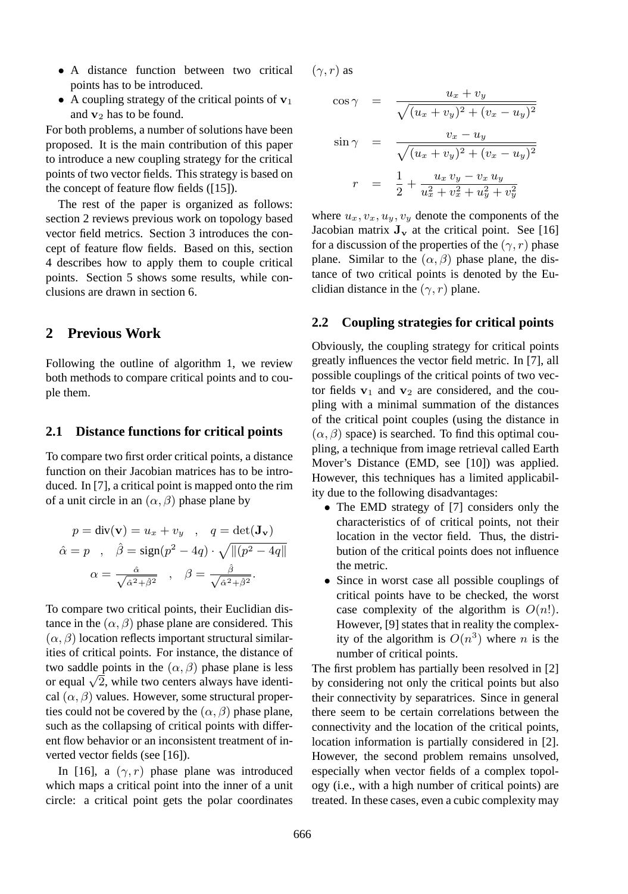- A distance function between two critical points has to be introduced.
- A coupling strategy of the critical points of $\mathbf{v}_1$ and $\mathbf{v}_2$ has to be found.

For both problems, a number of solutions have been proposed. It is the main contribution of this paper to introduce a new coupling strategy for the critical points of two vector fields. This strategy is based on the concept of feature flow fields ([15]).

The rest of the paper is organized as follows: section 2 reviews previous work on topology based vector field metrics. Section 3 introduces the concept of feature flow fields. Based on this, section 4 describes how to apply them to couple critical points. Section 5 shows some results, while conclusions are drawn in section 6.

## 2 Previous Work

Following the outline of algorithm 1, we review both methods to compare critical points and to couple them.

### 2.1 Distance functions for critical points

To compare two first order critical points, a distance function on their Jacobian matrices has to be introduced. In [7], a critical point is mapped onto the rim of a unit circle in an $(\alpha, \beta)$ phase plane by

$$p = \text{div}(\mathbf{v}) = u_x + v_y \quad , \quad q = \det(\mathbf{J_v})$$

$$\hat{\alpha} = p \quad , \quad \hat{\beta} = \text{sign}(p^2 - 4q) \cdot \sqrt{\|(p^2 - 4q\|}$$

$$\alpha = \frac{\hat{\alpha}}{\sqrt{\hat{\alpha}^2 + \hat{\beta}^2}} \quad , \quad \beta = \frac{\hat{\beta}}{\sqrt{\hat{\alpha}^2 + \hat{\beta}^2}}.$$

To compare two critical points, their Euclidian distance in the $(\alpha, \beta)$ phase plane are considered. This $(\alpha, \beta)$ location reflects important structural similarities of critical points. For instance, the distance of two saddle points in the $(\alpha, \beta)$ phase plane is less or equal $\sqrt{2}$, while two centers always have identical $(\alpha, \beta)$ values. However, some structural properties could not be covered by the $(\alpha, \beta)$ phase plane, such as the collapsing of critical points with different flow behavior or an inconsistent treatment of inverted vector fields (see [16]).

In [16], a $(\gamma, r)$ phase plane was introduced which maps a critical point into the inner of a unit circle: a critical point gets the polar coordinates $(\gamma, r)$ as

$$\cos\gamma = \frac{u_x + v_y}{\sqrt{(u_x + v_y)^2 + (v_x - u_y)^2}}$$

$$\sin\gamma = \frac{v_x - u_y}{\sqrt{(u_x + v_y)^2 + (v_x - u_y)^2}}$$

$$r = \frac{1}{2} + \frac{u_x\, v_y - v_x\, u_y}{u_x^2 + v_x^2 + u_y^2 + v_y^2}$$

where $u_x, v_x, u_y, v_y$ denote the components of the Jacobian matrix $\mathbf{J_v}$ at the critical point. See [16] for a discussion of the properties of the $(\gamma, r)$ phase plane. Similar to the $(\alpha, \beta)$ phase plane, the distance of two critical points is denoted by the Euclidian distance in the $(\gamma, r)$ plane.

### 2.2 Coupling strategies for critical points

Obviously, the coupling strategy for critical points greatly influences the vector field metric. In [7], all possible couplings of the critical points of two vector fields $\mathbf{v}_1$ and $\mathbf{v}_2$ are considered, and the coupling with a minimal summation of the distances of the critical point couples (using the distance in $(\alpha, \beta)$ space) is searched. To find this optimal coupling, a technique from image retrieval called Earth Mover's Distance (EMD, see [10]) was applied. However, this techniques has a limited applicability due to the following disadvantages:

- The EMD strategy of [7] considers only the characteristics of of critical points, not their location in the vector field. Thus, the distribution of the critical points does not influence the metric.
- Since in worst case all possible couplings of critical points have to be checked, the worst case complexity of the algorithm is $O(n!)$. However, [9] states that in reality the complexity of the algorithm is $O(n^3)$ where $n$ is the number of critical points.

The first problem has partially been resolved in [2] by considering not only the critical points but also their connectivity by separatrices. Since in general there seem to be certain correlations between the connectivity and the location of the critical points, location information is partially considered in [2]. However, the second problem remains unsolved, especially when vector fields of a complex topology (i.e., with a high number of critical points) are treated. In these cases, even a cubic complexity may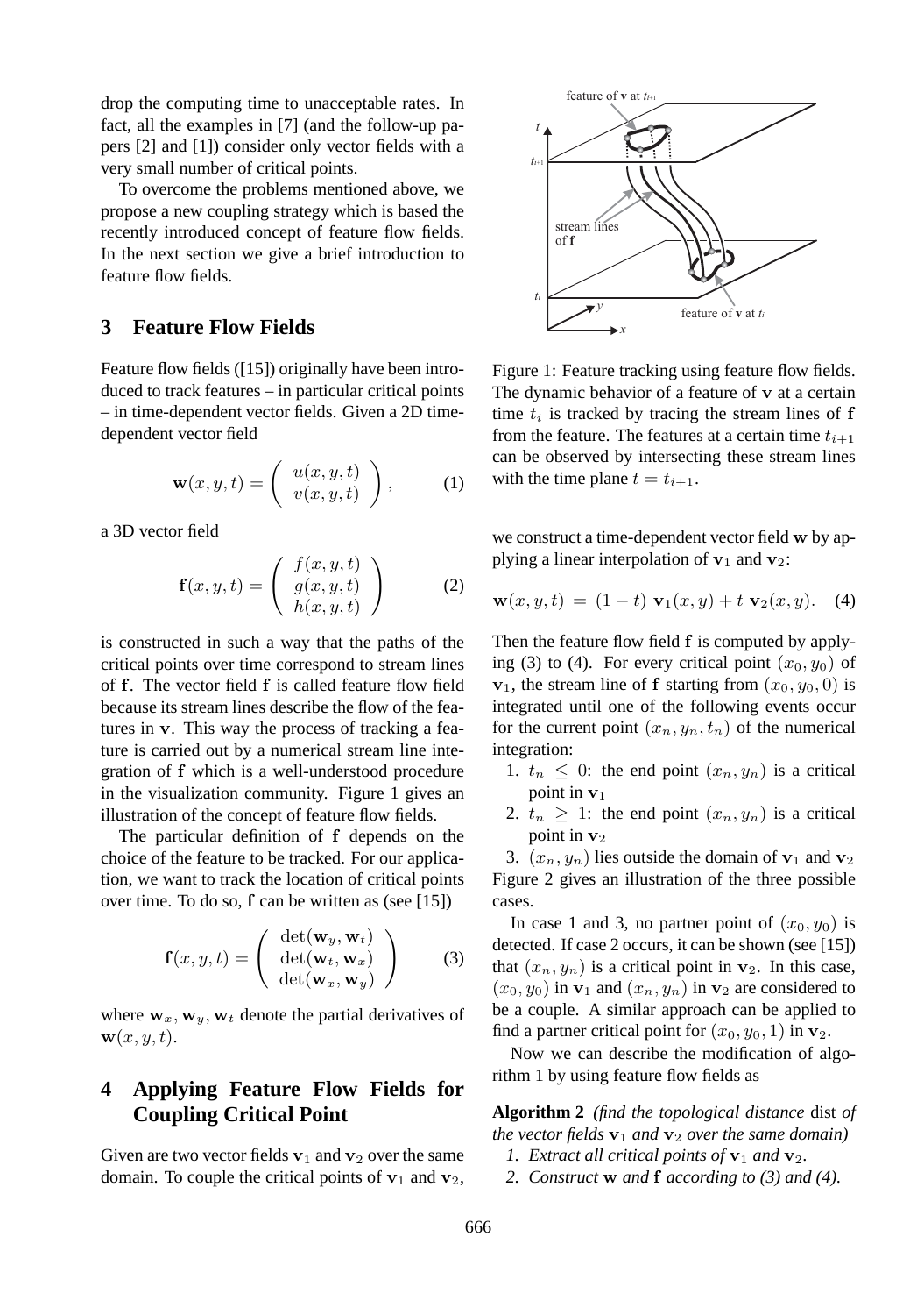drop the computing time to unacceptable rates. In fact, all the examples in [7] (and the follow-up papers [2] and [1]) consider only vector fields with a very small number of critical points.

To overcome the problems mentioned above, we propose a new coupling strategy which is based the recently introduced concept of feature flow fields. In the next section we give a brief introduction to feature flow fields.

## 3 Feature Flow Fields

Feature flow fields ([15]) originally have been introduced to track features – in particular critical points – in time-dependent vector fields. Given a 2D time-dependent vector field

$$\mathbf{w}(x,y,t) = \begin{pmatrix} u(x,y,t) \\ v(x,y,t) \end{pmatrix}, \qquad (1)$$

a 3D vector field

$$\mathbf{f}(x,y,t) = \begin{pmatrix} f(x,y,t) \\ g(x,y,t) \\ h(x,y,t) \end{pmatrix} \qquad (2)$$

is constructed in such a way that the paths of the critical points over time correspond to stream lines of $\mathbf{f}$. The vector field $\mathbf{f}$ is called feature flow field because its stream lines describe the flow of the features in $\mathbf{v}$. This way the process of tracking a feature is carried out by a numerical stream line integration of $\mathbf{f}$ which is a well-understood procedure in the visualization community. Figure 1 gives an illustration of the concept of feature flow fields.

Figure 1: Feature tracking using feature flow fields. The dynamic behavior of a feature of $\mathbf{v}$ at a certain time $t_i$ is tracked by tracing the stream lines of $\mathbf{f}$ from the feature. The features at a certain time $t_{i+1}$ can be observed by intersecting these stream lines with the time plane $t = t_{i+1}$.

The particular definition of $\mathbf{f}$ depends on the choice of the feature to be tracked. For our application, we want to track the location of critical points over time. To do so, $\mathbf{f}$ can be written as (see [15])

$$\mathbf{f}(x,y,t) = \begin{pmatrix} \det(\mathbf{w}_y, \mathbf{w}_t) \\ \det(\mathbf{w}_t, \mathbf{w}_x) \\ \det(\mathbf{w}_x, \mathbf{w}_y) \end{pmatrix} \qquad (3)$$

where $\mathbf{w}_x, \mathbf{w}_y, \mathbf{w}_t$ denote the partial derivatives of $\mathbf{w}(x,y,t)$.

## 4 Applying Feature Flow Fields for Coupling Critical Point

Given are two vector fields $\mathbf{v}_1$ and $\mathbf{v}_2$ over the same domain. To couple the critical points of $\mathbf{v}_1$ and $\mathbf{v}_2$, we construct a time-dependent vector field $\mathbf{w}$ by applying a linear interpolation of $\mathbf{v}_1$ and $\mathbf{v}_2$:

$$\mathbf{w}(x,y,t) \;=\; (1-t)\;\mathbf{v}_1(x,y) + t\;\mathbf{v}_2(x,y). \quad (4)$$

Then the feature flow field $\mathbf{f}$ is computed by applying (3) to (4). For every critical point $(x_0, y_0)$ of $\mathbf{v}_1$, the stream line of $\mathbf{f}$ starting from $(x_0, y_0, 0)$ is integrated until one of the following events occur for the current point $(x_n, y_n, t_n)$ of the numerical integration:

1. $t_n \leq 0$: the end point $(x_n, y_n)$ is a critical point in $\mathbf{v}_1$
2. $t_n \geq 1$: the end point $(x_n, y_n)$ is a critical point in $\mathbf{v}_2$
3. $(x_n, y_n)$ lies outside the domain of $\mathbf{v}_1$ and $\mathbf{v}_2$

Figure 2 gives an illustration of the three possible cases.

In case 1 and 3, no partner point of $(x_0, y_0)$ is detected. If case 2 occurs, it can be shown (see [15]) that $(x_n, y_n)$ is a critical point in $\mathbf{v}_2$. In this case, $(x_0, y_0)$ in $\mathbf{v}_1$ and $(x_n, y_n)$ in $\mathbf{v}_2$ are considered to be a couple. A similar approach can be applied to find a partner critical point for $(x_0, y_0, 1)$ in $\mathbf{v}_2$.

Now we can describe the modification of algorithm 1 by using feature flow fields as

**Algorithm 2** *(find the topological distance* dist *of the vector fields $\mathbf{v}_1$ and $\mathbf{v}_2$ over the same domain)*

1. *Extract all critical points of $\mathbf{v}_1$ and $\mathbf{v}_2$.*
2. *Construct $\mathbf{w}$ and $\mathbf{f}$ according to (3) and (4).*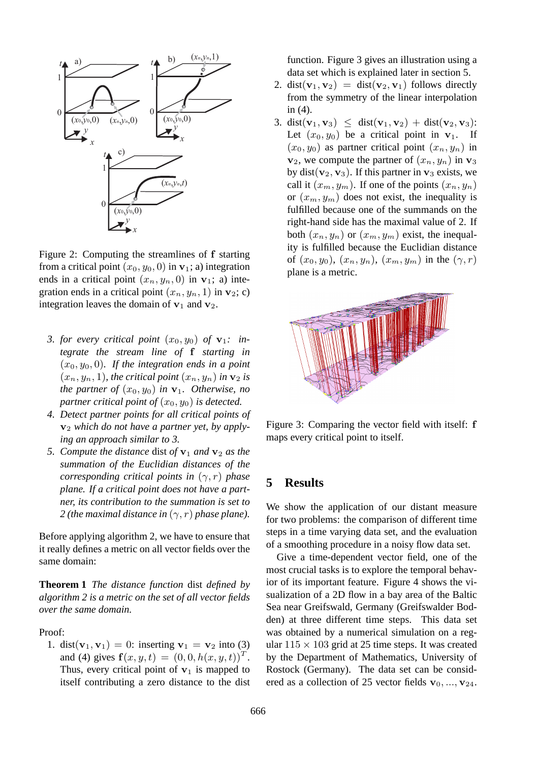Figure 2: Computing the streamlines of $\mathbf{f}$ starting from a critical point $(x_0, y_0, 0)$ in $\mathbf{v}_1$; a) integration ends in a critical point $(x_n, y_n, 0)$ in $\mathbf{v}_1$; a) integration ends in a critical point $(x_n, y_n, 1)$ in $\mathbf{v}_2$; c) integration leaves the domain of $\mathbf{v}_1$ and $\mathbf{v}_2$.

3. *for every critical point $(x_0, y_0)$ of $\mathbf{v}_1$: integrate the stream line of $\mathbf{f}$ starting in $(x_0, y_0, 0)$. If the integration ends in a point $(x_n, y_n, 1)$, the critical point $(x_n, y_n)$ in $\mathbf{v}_2$ is the partner of $(x_0, y_0)$ in $\mathbf{v}_1$. Otherwise, no partner critical point of $(x_0, y_0)$ is detected.*
4. *Detect partner points for all critical points of $\mathbf{v}_2$ which do not have a partner yet, by applying an approach similar to 3.*
5. *Compute the distance* dist *of $\mathbf{v}_1$ and $\mathbf{v}_2$ as the summation of the Euclidian distances of the corresponding critical points in $(\gamma, r)$ phase plane. If a critical point does not have a partner, its contribution to the summation is set to 2 (the maximal distance in $(\gamma, r)$ phase plane).*

Before applying algorithm 2, we have to ensure that it really defines a metric on all vector fields over the same domain:

**Theorem 1** *The distance function* dist *defined by algorithm 2 is a metric on the set of all vector fields over the same domain.*

Proof:

1. $\text{dist}(\mathbf{v}_1, \mathbf{v}_1) = 0$: inserting $\mathbf{v}_1 = \mathbf{v}_2$ into (3) and (4) gives $\mathbf{f}(x, y, t) = (0, 0, h(x, y, t))^T$. Thus, every critical point of $\mathbf{v}_1$ is mapped to itself contributing a zero distance to the dist function. Figure 3 gives an illustration using a data set which is explained later in section 5.
2. $\text{dist}(\mathbf{v}_1, \mathbf{v}_2) = \text{dist}(\mathbf{v}_2, \mathbf{v}_1)$ follows directly from the symmetry of the linear interpolation in (4).
3. $\text{dist}(\mathbf{v}_1, \mathbf{v}_3) \leq \text{dist}(\mathbf{v}_1, \mathbf{v}_2) + \text{dist}(\mathbf{v}_2, \mathbf{v}_3)$: Let $(x_0, y_0)$ be a critical point in $\mathbf{v}_1$. If $(x_0, y_0)$ as partner critical point $(x_n, y_n)$ in $\mathbf{v}_2$, we compute the partner of $(x_n, y_n)$ in $\mathbf{v}_3$ by $\text{dist}(\mathbf{v}_2, \mathbf{v}_3)$. If this partner in $\mathbf{v}_3$ exists, we call it $(x_m, y_m)$. If one of the points $(x_n, y_n)$ or $(x_m, y_m)$ does not exist, the inequality is fulfilled because one of the summands on the right-hand side has the maximal value of 2. If both $(x_n, y_n)$ or $(x_m, y_m)$ exist, the inequality is fulfilled because the Euclidian distance of $(x_0, y_0)$, $(x_n, y_n)$, $(x_m, y_m)$ in the $(\gamma, r)$ plane is a metric.

Figure 3: Comparing the vector field with itself: $\mathbf{f}$ maps every critical point to itself.

## 5 Results

We show the application of our distant measure for two problems: the comparison of different time steps in a time varying data set, and the evaluation of a smoothing procedure in a noisy flow data set.

Give a time-dependent vector field, one of the most crucial tasks is to explore the temporal behavior of its important feature. Figure 4 shows the visualization of a 2D flow in a bay area of the Baltic Sea near Greifswald, Germany (Greifswalder Bodden) at three different time steps. This data set was obtained by a numerical simulation on a regular $115 \times 103$ grid at 25 time steps. It was created by the Department of Mathematics, University of Rostock (Germany). The data set can be considered as a collection of 25 vector fields $\mathbf{v}_0, ..., \mathbf{v}_{24}$.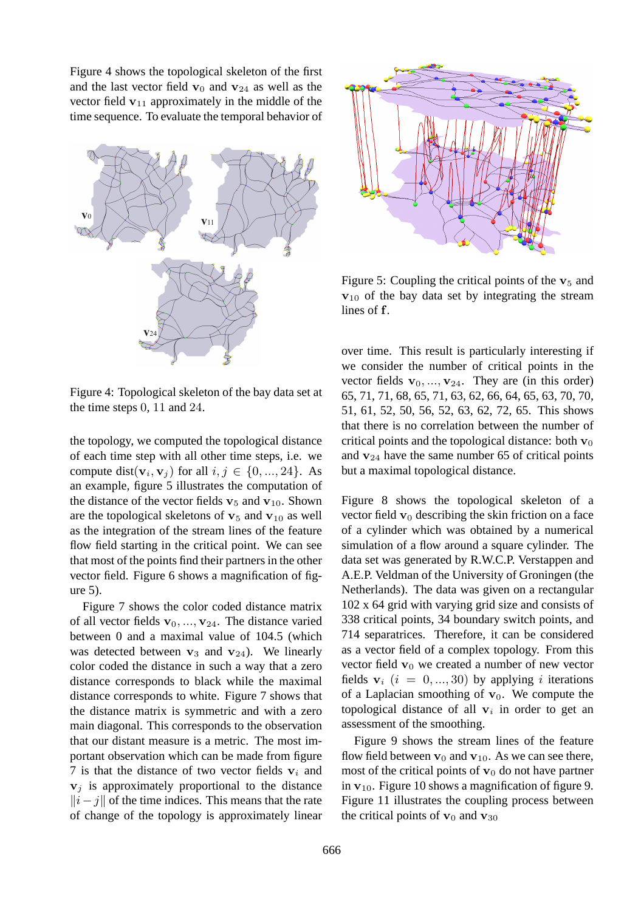Figure 4 shows the topological skeleton of the first and the last vector field $\mathbf{v}_0$ and $\mathbf{v}_{24}$ as well as the vector field $\mathbf{v}_{11}$ approximately in the middle of the time sequence. To evaluate the temporal behavior of the topology, we computed the topological distance of each time step with all other time steps, i.e. we compute $\text{dist}(\mathbf{v}_i, \mathbf{v}_j)$ for all $i, j \in \{0, ..., 24\}$. As an example, figure 5 illustrates the computation of the distance of the vector fields $\mathbf{v}_5$ and $\mathbf{v}_{10}$. Shown are the topological skeletons of $\mathbf{v}_5$ and $\mathbf{v}_{10}$ as well as the integration of the stream lines of the feature flow field starting in the critical point. We can see that most of the points find their partners in the other vector field. Figure 6 shows a magnification of figure 5).

Figure 4: Topological skeleton of the bay data set at the time steps $0$, $11$ and $24$.

Figure 7 shows the color coded distance matrix of all vector fields $\mathbf{v}_0, ..., \mathbf{v}_{24}$. The distance varied between 0 and a maximal value of 104.5 (which was detected between $\mathbf{v}_3$ and $\mathbf{v}_{24}$). We linearly color coded the distance in such a way that a zero distance corresponds to black while the maximal distance corresponds to white. Figure 7 shows that the distance matrix is symmetric and with a zero main diagonal. This corresponds to the observation that our distant measure is a metric. The most important observation which can be made from figure 7 is that the distance of two vector fields $\mathbf{v}_i$ and $\mathbf{v}_j$ is approximately proportional to the distance $\|i - j\|$ of the time indices. This means that the rate of change of the topology is approximately linear over time. This result is particularly interesting if we consider the number of critical points in the vector fields $\mathbf{v}_0, ..., \mathbf{v}_{24}$. They are (in this order) 65, 71, 71, 68, 65, 71, 63, 62, 66, 64, 65, 63, 70, 70, 51, 61, 52, 50, 56, 52, 63, 62, 72, 65. This shows that there is no correlation between the number of critical points and the topological distance: both $\mathbf{v}_0$ and $\mathbf{v}_{24}$ have the same number 65 of critical points but a maximal topological distance.

Figure 5: Coupling the critical points of the $\mathbf{v}_5$ and $\mathbf{v}_{10}$ of the bay data set by integrating the stream lines of $\mathbf{f}$.

Figure 8 shows the topological skeleton of a vector field $\mathbf{v}_0$ describing the skin friction on a face of a cylinder which was obtained by a numerical simulation of a flow around a square cylinder. The data set was generated by R.W.C.P. Verstappen and A.E.P. Veldman of the University of Groningen (the Netherlands). The data was given on a rectangular 102 x 64 grid with varying grid size and consists of 338 critical points, 34 boundary switch points, and 714 separatrices. Therefore, it can be considered as a vector field of a complex topology. From this vector field $\mathbf{v}_0$ we created a number of new vector fields $\mathbf{v}_i$ ($i = 0, ..., 30$) by applying $i$ iterations of a Laplacian smoothing of $\mathbf{v}_0$. We compute the topological distance of all $\mathbf{v}_i$ in order to get an assessment of the smoothing.

Figure 9 shows the stream lines of the feature flow field between $\mathbf{v}_0$ and $\mathbf{v}_{10}$. As we can see there, most of the critical points of $\mathbf{v}_0$ do not have partner in $\mathbf{v}_{10}$. Figure 10 shows a magnification of figure 9. Figure 11 illustrates the coupling process between the critical points of $\mathbf{v}_0$ and $\mathbf{v}_{30}$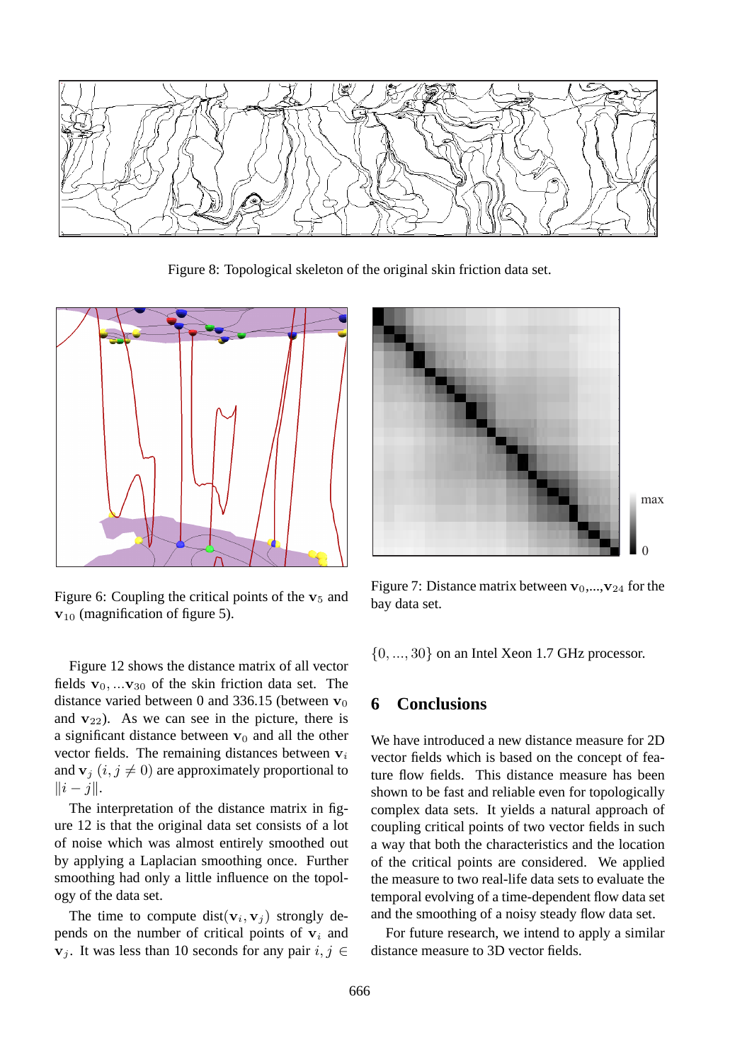Figure 8: Topological skeleton of the original skin friction data set.

Figure 6: Coupling the critical points of the $\mathbf{v}_5$ and $\mathbf{v}_{10}$ (magnification of figure 5).

Figure 7: Distance matrix between $\mathbf{v}_0,...,\mathbf{v}_{24}$ for the bay data set.

Figure 12 shows the distance matrix of all vector fields $\mathbf{v}_0,...\mathbf{v}_{30}$ of the skin friction data set. The distance varied between 0 and 336.15 (between $\mathbf{v}_0$ and $\mathbf{v}_{22}$). As we can see in the picture, there is a significant distance between $\mathbf{v}_0$ and all the other vector fields. The remaining distances between $\mathbf{v}_i$ and $\mathbf{v}_j$ $(i, j \neq 0)$ are approximately proportional to $\|i - j\|$.

The interpretation of the distance matrix in figure 12 is that the original data set consists of a lot of noise which was almost entirely smoothed out by applying a Laplacian smoothing once. Further smoothing had only a little influence on the topology of the data set.

The time to compute $\text{dist}(\mathbf{v}_i, \mathbf{v}_j)$ strongly depends on the number of critical points of $\mathbf{v}_i$ and $\mathbf{v}_j$. It was less than 10 seconds for any pair $i, j \in \{0, ..., 30\}$ on an Intel Xeon 1.7 GHz processor.

## 6 Conclusions

We have introduced a new distance measure for 2D vector fields which is based on the concept of feature flow fields. This distance measure has been shown to be fast and reliable even for topologically complex data sets. It yields a natural approach of coupling critical points of two vector fields in such a way that both the characteristics and the location of the critical points are considered. We applied the measure to two real-life data sets to evaluate the temporal evolving of a time-dependent flow data set and the smoothing of a noisy steady flow data set.

For future research, we intend to apply a similar distance measure to 3D vector fields.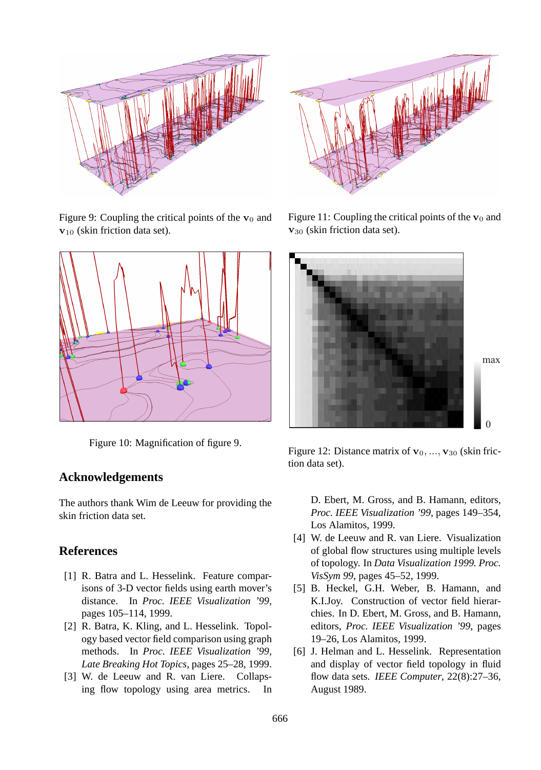Figure 9: Coupling the critical points of the $\mathbf{v}_0$ and $\mathbf{v}_{10}$ (skin friction data set).

Figure 11: Coupling the critical points of the $\mathbf{v}_0$ and $\mathbf{v}_{30}$ (skin friction data set).

Figure 10: Magnification of figure 9.

Figure 12: Distance matrix of $\mathbf{v}_0, \ldots, \mathbf{v}_{30}$ (skin friction data set).

## Acknowledgements

The authors thank Wim de Leeuw for providing the skin friction data set.

## References

[1] R. Batra and L. Hesselink. Feature comparisons of 3-D vector fields using earth mover's distance. In *Proc. IEEE Visualization '99*, pages 105–114, 1999.

[2] R. Batra, K. Kling, and L. Hesselink. Topology based vector field comparison using graph methods. In *Proc. IEEE Visualization '99, Late Breaking Hot Topics*, pages 25–28, 1999.

[3] W. de Leeuw and R. van Liere. Collapsing flow topology using area metrics. In D. Ebert, M. Gross, and B. Hamann, editors, *Proc. IEEE Visualization '99*, pages 149–354, Los Alamitos, 1999.

[4] W. de Leeuw and R. van Liere. Visualization of global flow structures using multiple levels of topology. In *Data Visualization 1999. Proc. VisSym 99*, pages 45–52, 1999.

[5] B. Heckel, G.H. Weber, B. Hamann, and K.I.Joy. Construction of vector field hierarchies. In D. Ebert, M. Gross, and B. Hamann, editors, *Proc. IEEE Visualization '99*, pages 19–26, Los Alamitos, 1999.

[6] J. Helman and L. Hesselink. Representation and display of vector field topology in fluid flow data sets. *IEEE Computer*, 22(8):27–36, August 1989.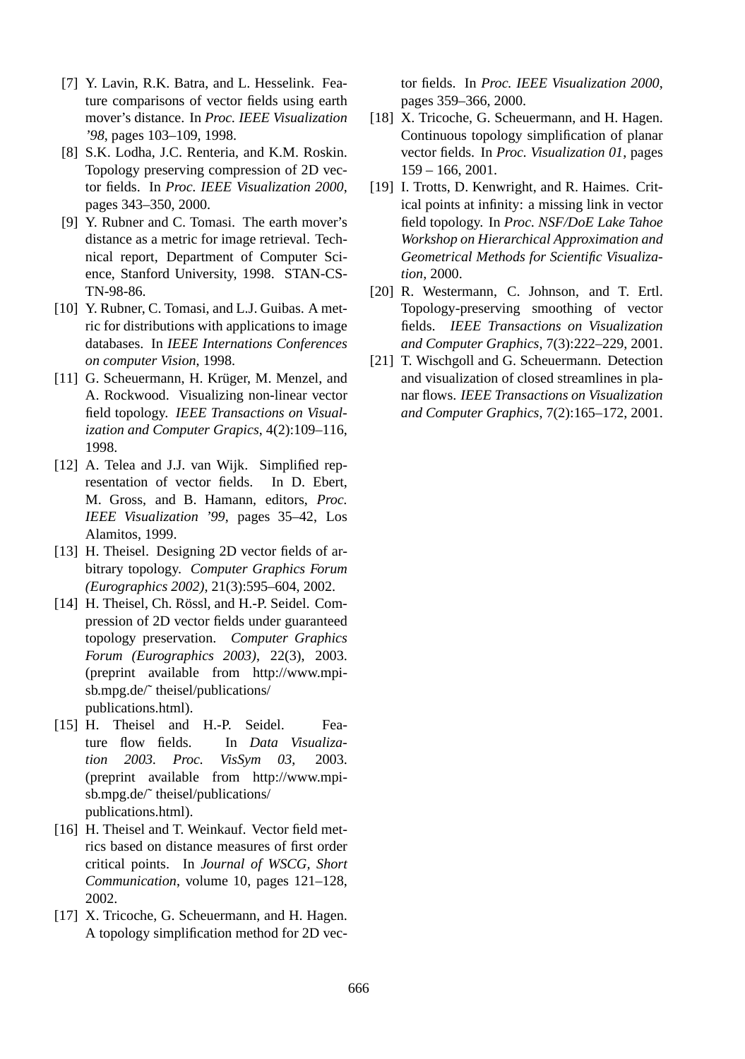[7] Y. Lavin, R.K. Batra, and L. Hesselink. Feature comparisons of vector fields using earth mover's distance. In *Proc. IEEE Visualization '98*, pages 103–109, 1998.

[8] S.K. Lodha, J.C. Renteria, and K.M. Roskin. Topology preserving compression of 2D vector fields. In *Proc. IEEE Visualization 2000*, pages 343–350, 2000.

[9] Y. Rubner and C. Tomasi. The earth mover's distance as a metric for image retrieval. Technical report, Department of Computer Science, Stanford University, 1998. STAN-CS-TN-98-86.

[10] Y. Rubner, C. Tomasi, and L.J. Guibas. A metric for distributions with applications to image databases. In *IEEE Internations Conferences on computer Vision*, 1998.

[11] G. Scheuermann, H. Krüger, M. Menzel, and A. Rockwood. Visualizing non-linear vector field topology. *IEEE Transactions on Visualization and Computer Grapics*, 4(2):109–116, 1998.

[12] A. Telea and J.J. van Wijk. Simplified representation of vector fields. In D. Ebert, M. Gross, and B. Hamann, editors, *Proc. IEEE Visualization '99*, pages 35–42, Los Alamitos, 1999.

[13] H. Theisel. Designing 2D vector fields of arbitrary topology. *Computer Graphics Forum (Eurographics 2002)*, 21(3):595–604, 2002.

[14] H. Theisel, Ch. Rössl, and H.-P. Seidel. Compression of 2D vector fields under guaranteed topology preservation. *Computer Graphics Forum (Eurographics 2003)*, 22(3), 2003. (preprint available from http://www.mpi-sb.mpg.de/~ theisel/publications/ publications.html).

[15] H. Theisel and H.-P. Seidel. Feature flow fields. In *Data Visualization 2003. Proc. VisSym 03*, 2003. (preprint available from http://www.mpi-sb.mpg.de/~ theisel/publications/ publications.html).

[16] H. Theisel and T. Weinkauf. Vector field metrics based on distance measures of first order critical points. In *Journal of WSCG, Short Communication*, volume 10, pages 121–128, 2002.

[17] X. Tricoche, G. Scheuermann, and H. Hagen. A topology simplification method for 2D vector fields. In *Proc. IEEE Visualization 2000*, pages 359–366, 2000.

[18] X. Tricoche, G. Scheuermann, and H. Hagen. Continuous topology simplification of planar vector fields. In *Proc. Visualization 01*, pages 159 – 166, 2001.

[19] I. Trotts, D. Kenwright, and R. Haimes. Critical points at infinity: a missing link in vector field topology. In *Proc. NSF/DoE Lake Tahoe Workshop on Hierarchical Approximation and Geometrical Methods for Scientific Visualization*, 2000.

[20] R. Westermann, C. Johnson, and T. Ertl. Topology-preserving smoothing of vector fields. *IEEE Transactions on Visualization and Computer Graphics*, 7(3):222–229, 2001.

[21] T. Wischgoll and G. Scheuermann. Detection and visualization of closed streamlines in planar flows. *IEEE Transactions on Visualization and Computer Graphics*, 7(2):165–172, 2001.